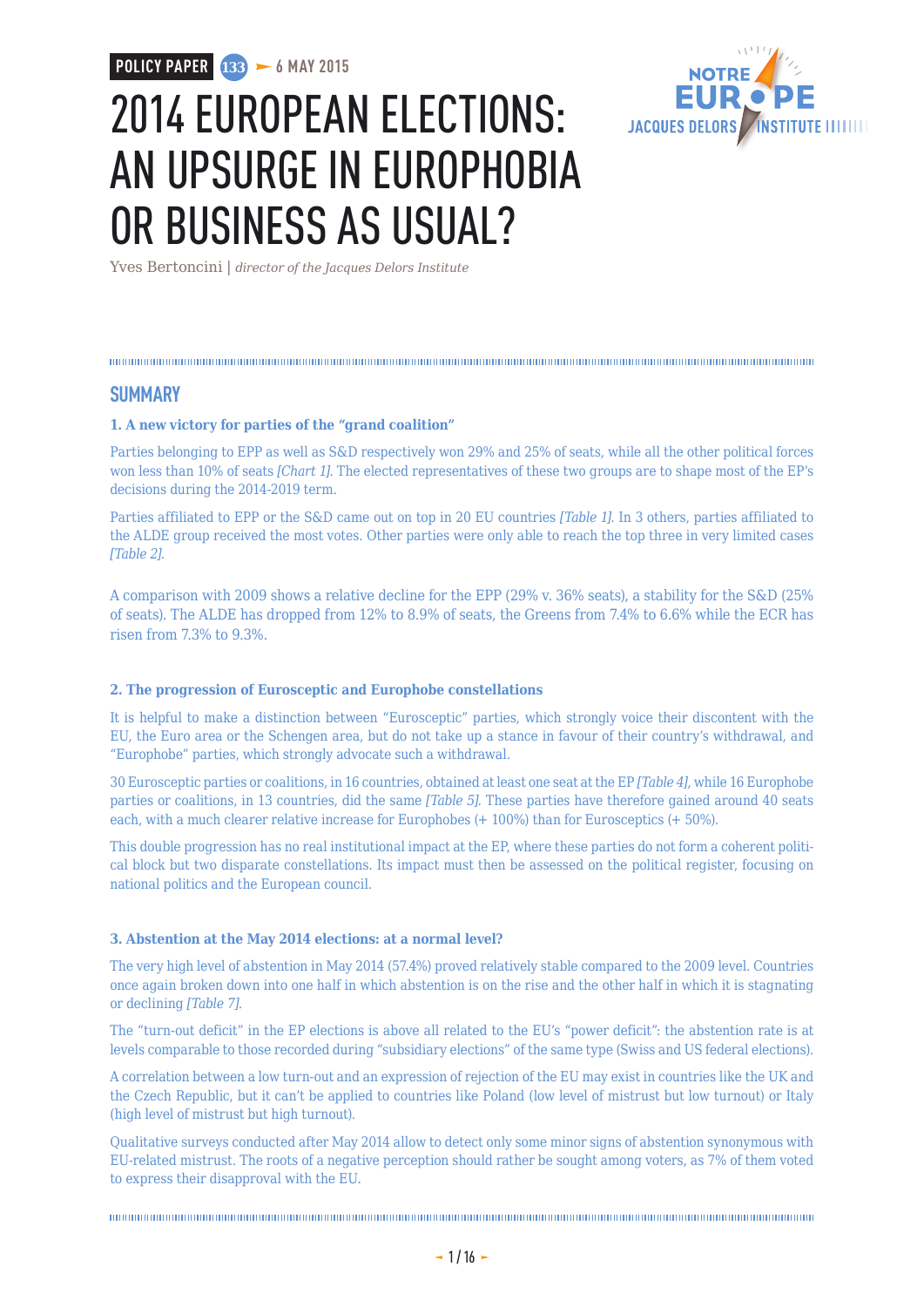POLICY PAPER 133 ► 6 MAY 2015

# 2014 EUROPEAN ELECTIONS: AN UPSURGE IN EUROPHOBIA OR BUSINESS AS USUAL?

Yves Bertoncini | *director of the Jacques Delors Institute*

## SUMMARY

### 1. A new victory for parties of the "grand coalition"

Parties belonging to EPP as well as S&D respectively won 29% and 25% of seats, while all the other political forces won less than 10% of seats *[Chart 1]*. The elected representatives of these two groups are to shape most of the EP's decisions during the 2014-2019 term.

Parties affiliated to EPP or the S&D came out on top in 20 EU countries *[Table 1]*. In 3 others, parties affiliated to the ALDE group received the most votes. Other parties were only able to reach the top three in very limited cases *[Table 2]*.

A comparison with 2009 shows a relative decline for the EPP (29% v. 36% seats), a stability for the S&D (25% of seats). The ALDE has dropped from 12% to 8.9% of seats, the Greens from 7.4% to 6.6% while the ECR has risen from 7.3% to 9.3%.

### 2. The progression of Eurosceptic and Europhobe constellations

It is helpful to make a distinction between "Eurosceptic" parties, which strongly voice their discontent with the EU, the Euro area or the Schengen area, but do not take up a stance in favour of their country's withdrawal, and "Europhobe" parties, which strongly advocate such a withdrawal.

30 Eurosceptic parties or coalitions, in 16 countries, obtained at least one seat at the EP *[Table 4]*, while 16 Europhobe parties or coalitions, in 13 countries, did the same *[Table 5]*. These parties have therefore gained around 40 seats each, with a much clearer relative increase for Europhobes (+ 100%) than for Eurosceptics (+ 50%).

This double progression has no real institutional impact at the EP, where these parties do not form a coherent political block but two disparate constellations. Its impact must then be assessed on the political register, focusing on national politics and the European council.

### 3. Abstention at the May 2014 elections: at a normal level?

The very high level of abstention in May 2014 (57.4%) proved relatively stable compared to the 2009 level. Countries once again broken down into one half in which abstention is on the rise and the other half in which it is stagnating or declining *[Table 7]*.

The "turn-out deficit" in the EP elections is above all related to the EU's "power deficit": the abstention rate is at levels comparable to those recorded during "subsidiary elections" of the same type (Swiss and US federal elections).

A correlation between a low turn-out and an expression of rejection of the EU may exist in countries like the UK and the Czech Republic, but it can't be applied to countries like Poland (low level of mistrust but low turnout) or Italy (high level of mistrust but high turnout).

Qualitative surveys conducted after May 2014 allow to detect only some minor signs of abstention synonymous with EU-related mistrust. The roots of a negative perception should rather be sought among voters, as 7% of them voted to express their disapproval with the EU.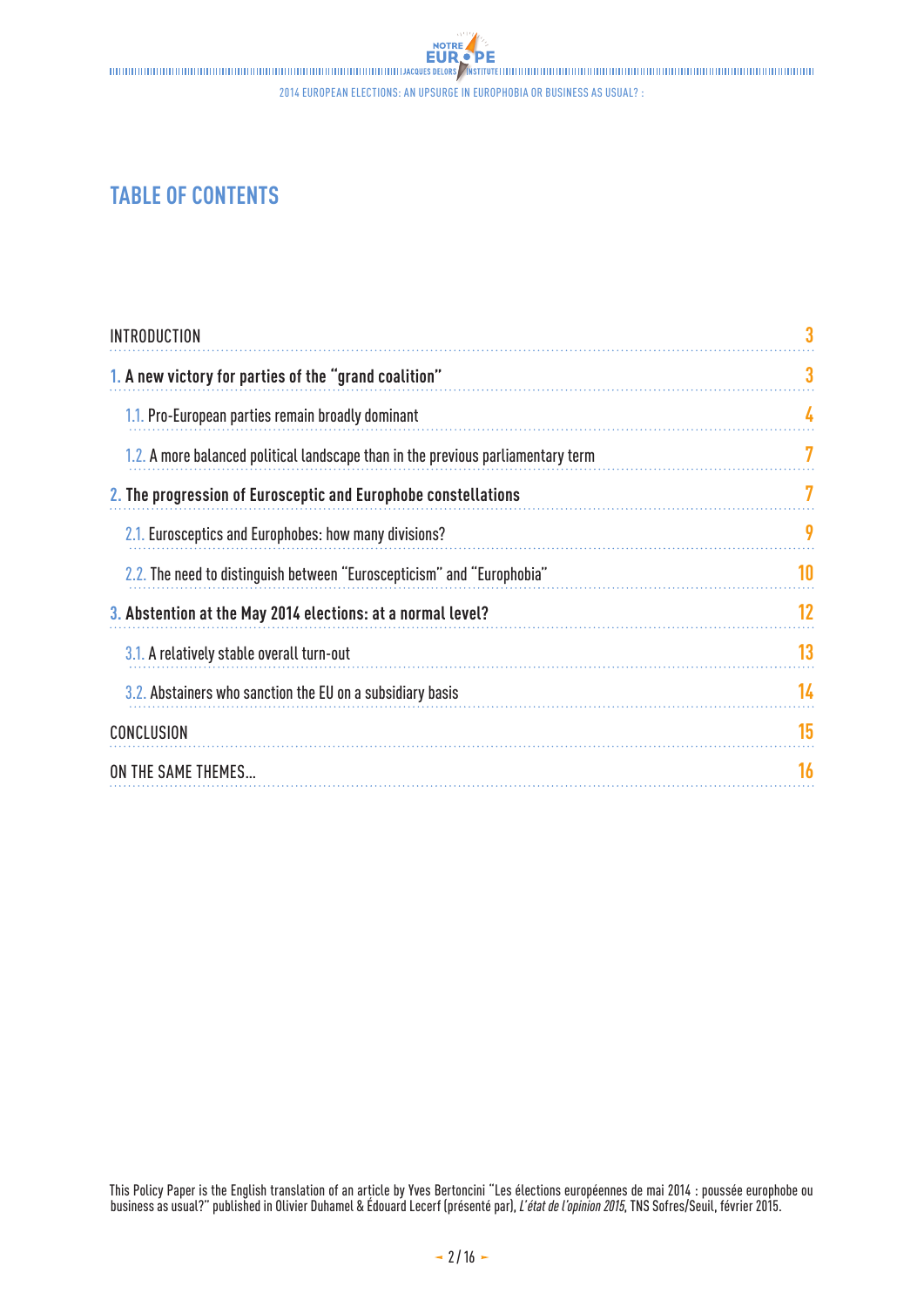# TABLE OF CONTENTS

| | |
|---|---|
| INTRODUCTION | 3 |
| **1. A new victory for parties of the "grand coalition"** | 3 |
| 1.1. Pro-European parties remain broadly dominant | 4 |
| 1.2. A more balanced political landscape than in the previous parliamentary term | 7 |
| **2. The progression of Eurosceptic and Europhobe constellations** | 7 |
| 2.1. Eurosceptics and Europhobes: how many divisions? | 9 |
| 2.2. The need to distinguish between "Euroscepticism" and "Europhobia" | 10 |
| **3. Abstention at the May 2014 elections: at a normal level?** | 12 |
| 3.1. A relatively stable overall turn-out | 13 |
| 3.2. Abstainers who sanction the EU on a subsidiary basis | 14 |
| CONCLUSION | 15 |
| ON THE SAME THEMES... | 16 |

This Policy Paper is the English translation of an article by Yves Bertoncini "Les élections européennes de mai 2014 : poussée europhobe ou business as usual?" published in Olivier Duhamel & Édouard Lecerf (présenté par), *L'état de l'opinion 2015*, TNS Sofres/Seuil, février 2015.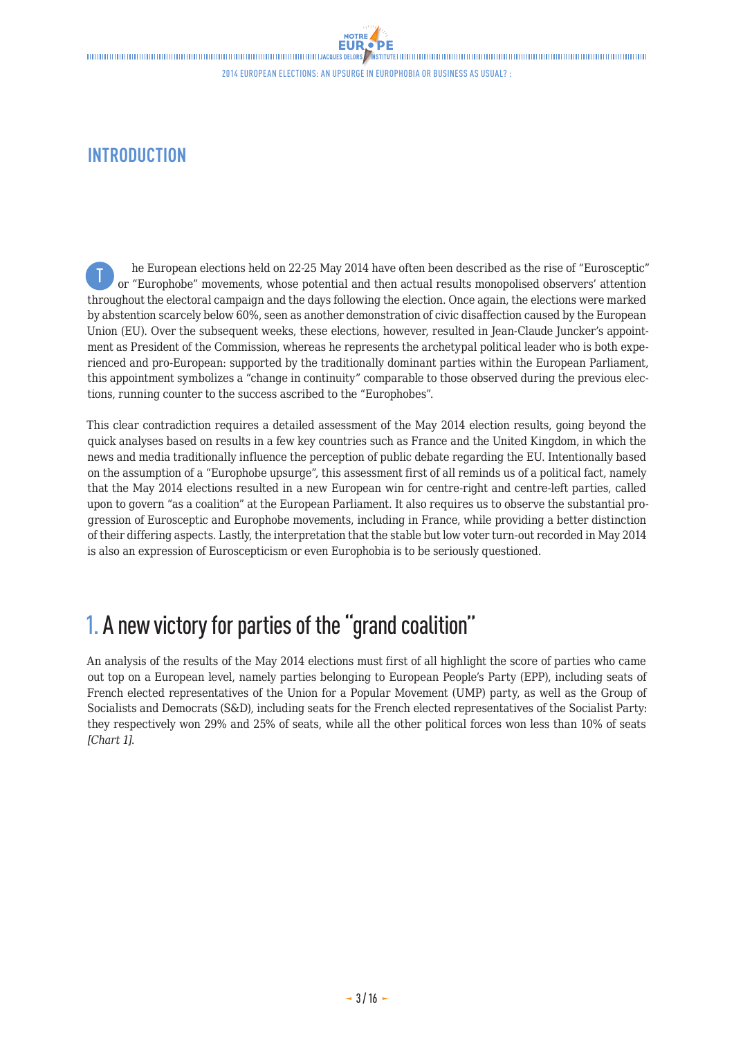## INTRODUCTION

The European elections held on 22-25 May 2014 have often been described as the rise of "Eurosceptic" or "Europhobe" movements, whose potential and then actual results monopolised observers' attention throughout the electoral campaign and the days following the election. Once again, the elections were marked by abstention scarcely below 60%, seen as another demonstration of civic disaffection caused by the European Union (EU). Over the subsequent weeks, these elections, however, resulted in Jean-Claude Juncker's appointment as President of the Commission, whereas he represents the archetypal political leader who is both experienced and pro-European: supported by the traditionally dominant parties within the European Parliament, this appointment symbolizes a "change in continuity" comparable to those observed during the previous elections, running counter to the success ascribed to the "Europhobes".

This clear contradiction requires a detailed assessment of the May 2014 election results, going beyond the quick analyses based on results in a few key countries such as France and the United Kingdom, in which the news and media traditionally influence the perception of public debate regarding the EU. Intentionally based on the assumption of a "Europhobe upsurge", this assessment first of all reminds us of a political fact, namely that the May 2014 elections resulted in a new European win for centre-right and centre-left parties, called upon to govern "as a coalition" at the European Parliament. It also requires us to observe the substantial progression of Eurosceptic and Europhobe movements, including in France, while providing a better distinction of their differing aspects. Lastly, the interpretation that the stable but low voter turn-out recorded in May 2014 is also an expression of Euroscepticism or even Europhobia is to be seriously questioned.

# 1. A new victory for parties of the "grand coalition"

An analysis of the results of the May 2014 elections must first of all highlight the score of parties who came out top on a European level, namely parties belonging to European People's Party (EPP), including seats of French elected representatives of the Union for a Popular Movement (UMP) party, as well as the Group of Socialists and Democrats (S&D), including seats for the French elected representatives of the Socialist Party: they respectively won 29% and 25% of seats, while all the other political forces won less than 10% of seats *[Chart 1]*.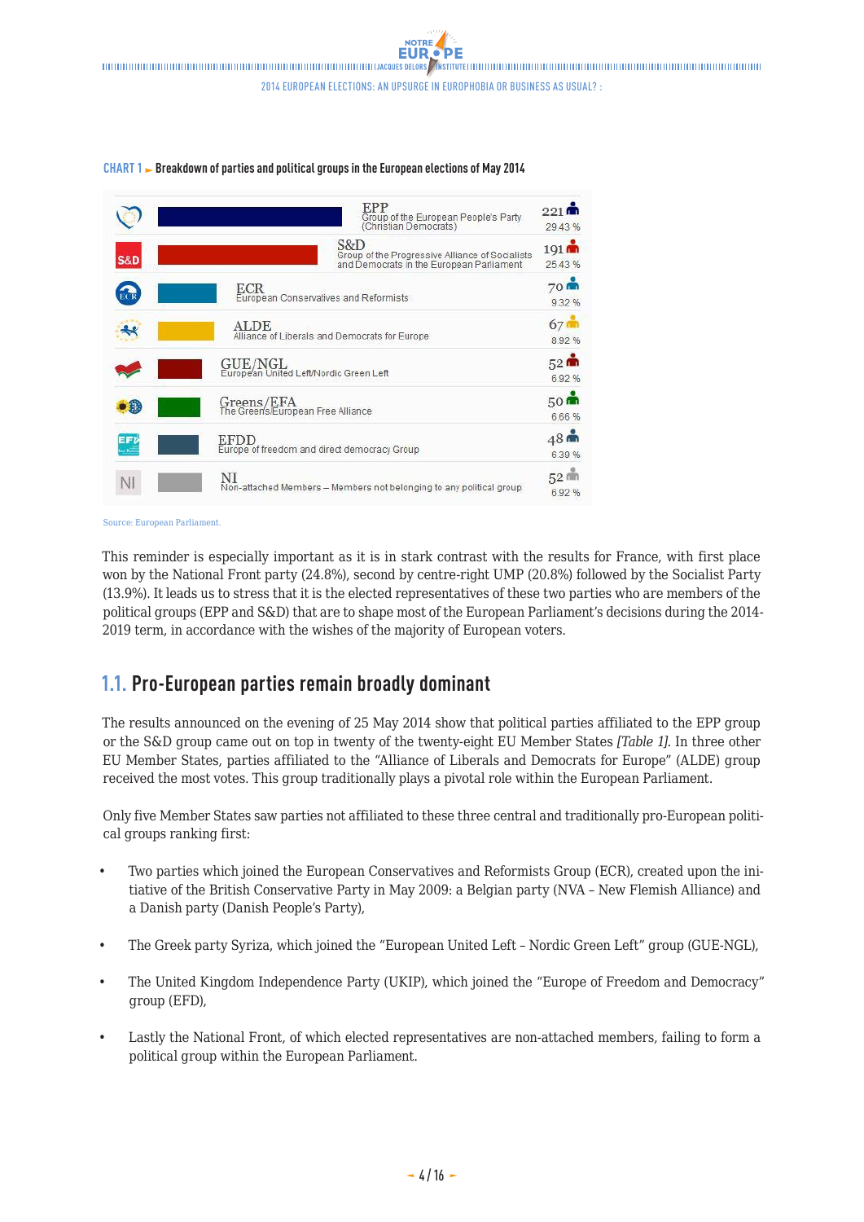**CHART 1 ► Breakdown of parties and political groups in the European elections of May 2014**

| Group | Full name | Seats | % |
|---|---|---|---|
| EPP | Group of the European People's Party (Christian Democrats) | 221 | 29.43 % |
| S&D | Group of the Progressive Alliance of Socialists and Democrats in the European Parliament | 191 | 25.43 % |
| ECR | European Conservatives and Reformists | 70 | 9.32 % |
| ALDE | Alliance of Liberals and Democrats for Europe | 67 | 8.92 % |
| GUE/NGL | European United Left/Nordic Green Left | 52 | 6.92 % |
| Greens/EFA | The Greens/European Free Alliance | 50 | 6.66 % |
| EFDD | Europe of freedom and direct democracy Group | 48 | 6.39 % |
| NI | Non-attached Members – Members not belonging to any political group | 52 | 6.92 % |

Source: European Parliament.

This reminder is especially important as it is in stark contrast with the results for France, with first place won by the National Front party (24.8%), second by centre-right UMP (20.8%) followed by the Socialist Party (13.9%). It leads us to stress that it is the elected representatives of these two parties who are members of the political groups (EPP and S&D) that are to shape most of the European Parliament's decisions during the 2014-2019 term, in accordance with the wishes of the majority of European voters.

## 1.1. Pro-European parties remain broadly dominant

The results announced on the evening of 25 May 2014 show that political parties affiliated to the EPP group or the S&D group came out on top in twenty of the twenty-eight EU Member States *[Table 1]*. In three other EU Member States, parties affiliated to the "Alliance of Liberals and Democrats for Europe" (ALDE) group received the most votes. This group traditionally plays a pivotal role within the European Parliament.

Only five Member States saw parties not affiliated to these three central and traditionally pro-European political groups ranking first:

- Two parties which joined the European Conservatives and Reformists Group (ECR), created upon the initiative of the British Conservative Party in May 2009: a Belgian party (NVA – New Flemish Alliance) and a Danish party (Danish People's Party),
- The Greek party Syriza, which joined the "European United Left – Nordic Green Left" group (GUE-NGL),
- The United Kingdom Independence Party (UKIP), which joined the "Europe of Freedom and Democracy" group (EFD),
- Lastly the National Front, of which elected representatives are non-attached members, failing to form a political group within the European Parliament.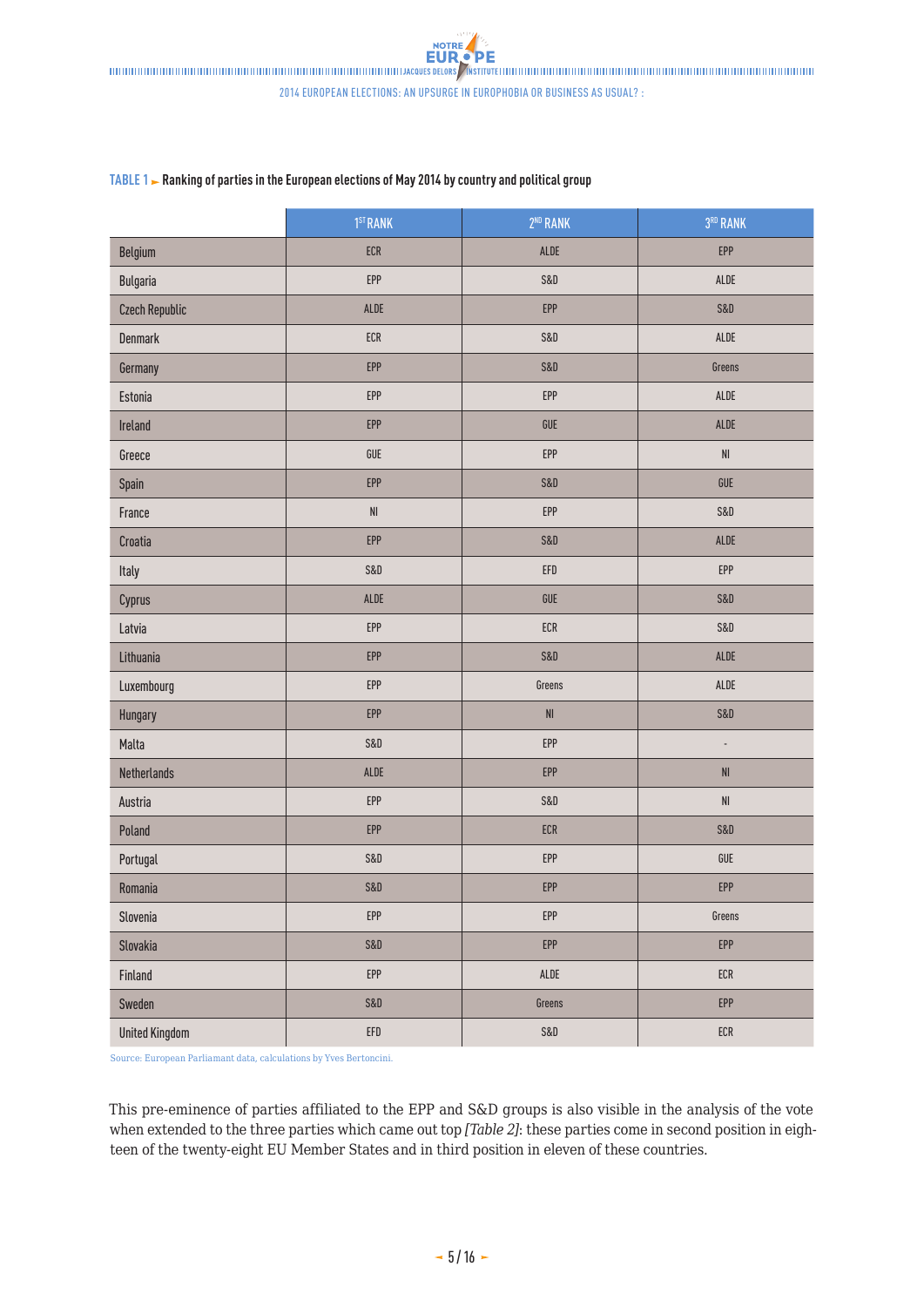**TABLE 1 ► Ranking of parties in the European elections of May 2014 by country and political group**

| | 1ST RANK | 2ND RANK | 3RD RANK |
|---|---|---|---|
| Belgium | ECR | ALDE | EPP |
| Bulgaria | EPP | S&D | ALDE |
| Czech Republic | ALDE | EPP | S&D |
| Denmark | ECR | S&D | ALDE |
| Germany | EPP | S&D | Greens |
| Estonia | EPP | EPP | ALDE |
| Ireland | EPP | GUE | ALDE |
| Greece | GUE | EPP | NI |
| Spain | EPP | S&D | GUE |
| France | NI | EPP | S&D |
| Croatia | EPP | S&D | ALDE |
| Italy | S&D | EFD | EPP |
| Cyprus | ALDE | GUE | S&D |
| Latvia | EPP | ECR | S&D |
| Lithuania | EPP | S&D | ALDE |
| Luxembourg | EPP | Greens | ALDE |
| Hungary | EPP | NI | S&D |
| Malta | S&D | EPP | - |
| Netherlands | ALDE | EPP | NI |
| Austria | EPP | S&D | NI |
| Poland | EPP | ECR | S&D |
| Portugal | S&D | EPP | GUE |
| Romania | S&D | EPP | EPP |
| Slovenia | EPP | EPP | Greens |
| Slovakia | S&D | EPP | EPP |
| Finland | EPP | ALDE | ECR |
| Sweden | S&D | Greens | EPP |
| United Kingdom | EFD | S&D | ECR |

Source: European Parliamant data, calculations by Yves Bertoncini.

This pre-eminence of parties affiliated to the EPP and S&D groups is also visible in the analysis of the vote when extended to the three parties which came out top *[Table 2]*: these parties come in second position in eighteen of the twenty-eight EU Member States and in third position in eleven of these countries.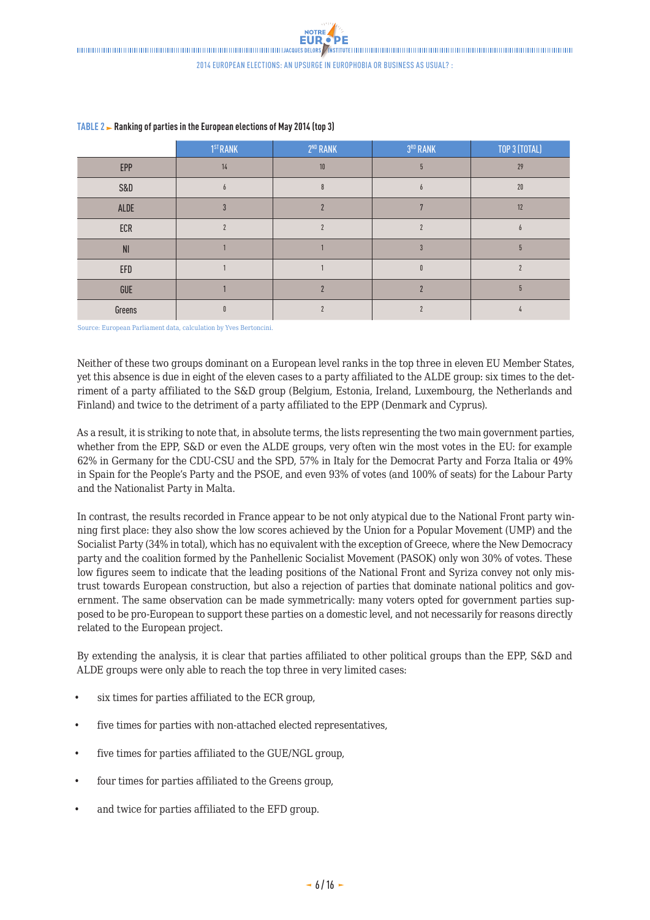**TABLE 2 ► Ranking of parties in the European elections of May 2014 (top 3)**

| | 1ST RANK | 2ND RANK | 3RD RANK | TOP 3 (TOTAL) |
|---|---|---|---|---|
| EPP | 14 | 10 | 5 | 29 |
| S&D | 6 | 8 | 6 | 20 |
| ALDE | 3 | 2 | 7 | 12 |
| ECR | 2 | 2 | 2 | 6 |
| NI | 1 | 1 | 3 | 5 |
| EFD | 1 | 1 | 0 | 2 |
| GUE | 1 | 2 | 2 | 5 |
| Greens | 0 | 2 | 2 | 4 |

Source: European Parliament data, calculation by Yves Bertoncini.

Neither of these two groups dominant on a European level ranks in the top three in eleven EU Member States, yet this absence is due in eight of the eleven cases to a party affiliated to the ALDE group: six times to the detriment of a party affiliated to the S&D group (Belgium, Estonia, Ireland, Luxembourg, the Netherlands and Finland) and twice to the detriment of a party affiliated to the EPP (Denmark and Cyprus).

As a result, it is striking to note that, in absolute terms, the lists representing the two main government parties, whether from the EPP, S&D or even the ALDE groups, very often win the most votes in the EU: for example 62% in Germany for the CDU-CSU and the SPD, 57% in Italy for the Democrat Party and Forza Italia or 49% in Spain for the People's Party and the PSOE, and even 93% of votes (and 100% of seats) for the Labour Party and the Nationalist Party in Malta.

In contrast, the results recorded in France appear to be not only atypical due to the National Front party winning first place: they also show the low scores achieved by the Union for a Popular Movement (UMP) and the Socialist Party (34% in total), which has no equivalent with the exception of Greece, where the New Democracy party and the coalition formed by the Panhellenic Socialist Movement (PASOK) only won 30% of votes. These low figures seem to indicate that the leading positions of the National Front and Syriza convey not only mistrust towards European construction, but also a rejection of parties that dominate national politics and government. The same observation can be made symmetrically: many voters opted for government parties supposed to be pro-European to support these parties on a domestic level, and not necessarily for reasons directly related to the European project.

By extending the analysis, it is clear that parties affiliated to other political groups than the EPP, S&D and ALDE groups were only able to reach the top three in very limited cases:

- six times for parties affiliated to the ECR group,
- five times for parties with non-attached elected representatives,
- five times for parties affiliated to the GUE/NGL group,
- four times for parties affiliated to the Greens group,
- and twice for parties affiliated to the EFD group.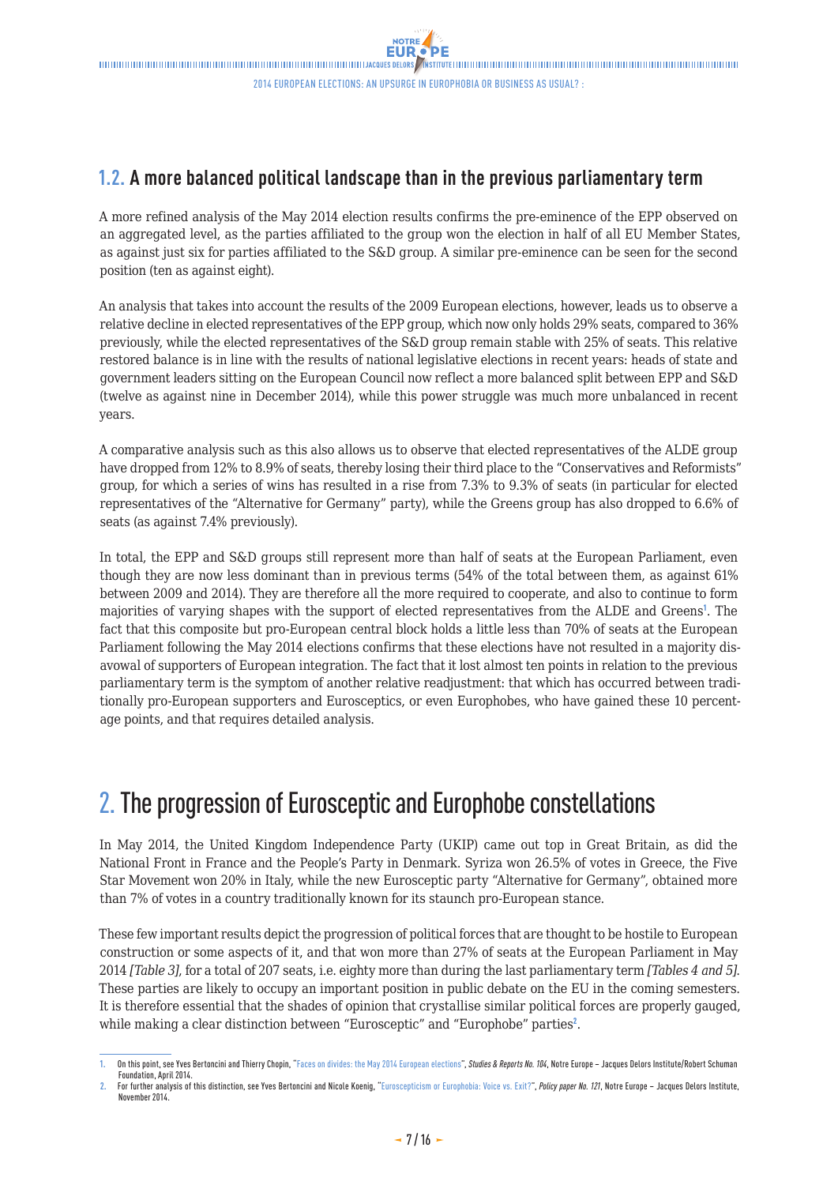## 1.2. A more balanced political landscape than in the previous parliamentary term

A more refined analysis of the May 2014 election results confirms the pre-eminence of the EPP observed on an aggregated level, as the parties affiliated to the group won the election in half of all EU Member States, as against just six for parties affiliated to the S&D group. A similar pre-eminence can be seen for the second position (ten as against eight).

An analysis that takes into account the results of the 2009 European elections, however, leads us to observe a relative decline in elected representatives of the EPP group, which now only holds 29% seats, compared to 36% previously, while the elected representatives of the S&D group remain stable with 25% of seats. This relative restored balance is in line with the results of national legislative elections in recent years: heads of state and government leaders sitting on the European Council now reflect a more balanced split between EPP and S&D (twelve as against nine in December 2014), while this power struggle was much more unbalanced in recent years.

A comparative analysis such as this also allows us to observe that elected representatives of the ALDE group have dropped from 12% to 8.9% of seats, thereby losing their third place to the "Conservatives and Reformists" group, for which a series of wins has resulted in a rise from 7.3% to 9.3% of seats (in particular for elected representatives of the "Alternative for Germany" party), while the Greens group has also dropped to 6.6% of seats (as against 7.4% previously).

In total, the EPP and S&D groups still represent more than half of seats at the European Parliament, even though they are now less dominant than in previous terms (54% of the total between them, as against 61% between 2009 and 2014). They are therefore all the more required to cooperate, and also to continue to form majorities of varying shapes with the support of elected representatives from the ALDE and Greens[1]. The fact that this composite but pro-European central block holds a little less than 70% of seats at the European Parliament following the May 2014 elections confirms that these elections have not resulted in a majority disavowal of supporters of European integration. The fact that it lost almost ten points in relation to the previous parliamentary term is the symptom of another relative readjustment: that which has occurred between traditionally pro-European supporters and Eurosceptics, or even Europhobes, who have gained these 10 percentage points, and that requires detailed analysis.

# 2. The progression of Eurosceptic and Europhobe constellations

In May 2014, the United Kingdom Independence Party (UKIP) came out top in Great Britain, as did the National Front in France and the People's Party in Denmark. Syriza won 26.5% of votes in Greece, the Five Star Movement won 20% in Italy, while the new Eurosceptic party "Alternative for Germany", obtained more than 7% of votes in a country traditionally known for its staunch pro-European stance.

These few important results depict the progression of political forces that are thought to be hostile to European construction or some aspects of it, and that won more than 27% of seats at the European Parliament in May 2014 *[Table 3]*, for a total of 207 seats, i.e. eighty more than during the last parliamentary term *[Tables 4 and 5]*. These parties are likely to occupy an important position in public debate on the EU in the coming semesters. It is therefore essential that the shades of opinion that crystallise similar political forces are properly gauged, while making a clear distinction between "Eurosceptic" and "Europhobe" parties[2].

---

1. On this point, see Yves Bertoncini and Thierry Chopin, "Faces on divides: the May 2014 European elections", *Studies & Reports No. 104*, Notre Europe – Jacques Delors Institute/Robert Schuman Foundation, April 2014.
2. For further analysis of this distinction, see Yves Bertoncini and Nicole Koenig, "Euroscepticism or Europhobia: Voice vs. Exit?", *Policy paper No. 121*, Notre Europe – Jacques Delors Institute, November 2014.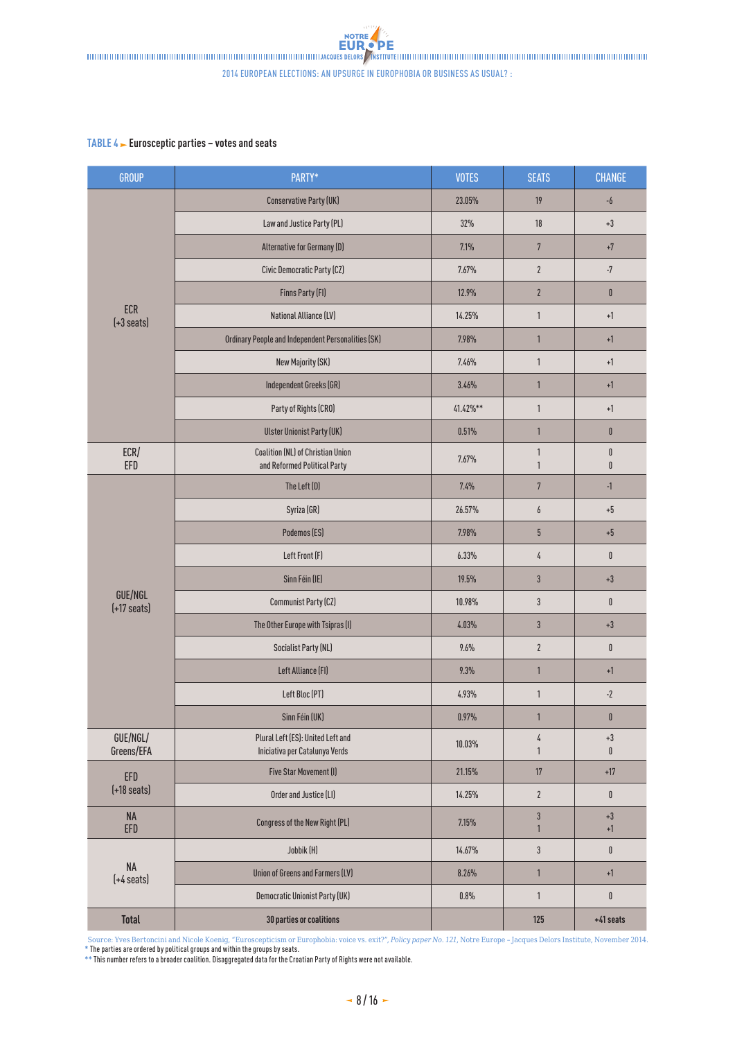**TABLE 4 ► Eurosceptic parties – votes and seats**

| GROUP | PARTY* | VOTES | SEATS | CHANGE |
|---|---|---|---|---|
| ECR (+3 seats) | Conservative Party (UK) | 23.05% | 19 | -6 |
| | Law and Justice Party (PL) | 32% | 18 | +3 |
| | Alternative for Germany (D) | 7.1% | 7 | +7 |
| | Civic Democratic Party (CZ) | 7.67% | 2 | -7 |
| | Finns Party (FI) | 12.9% | 2 | 0 |
| | National Alliance (LV) | 14.25% | 1 | +1 |
| | Ordinary People and Independent Personalities (SK) | 7.98% | 1 | +1 |
| | New Majority (SK) | 7.46% | 1 | +1 |
| | Independent Greeks (GR) | 3.46% | 1 | +1 |
| | Party of Rights (CRO) | 41.42%** | 1 | +1 |
| | Ulster Unionist Party (UK) | 0.51% | 1 | 0 |
| ECR/ EFD | Coalition (NL) of Christian Union and Reformed Political Party | 7.67% | 1<br>1 | 0<br>0 |
| GUE/NGL (+17 seats) | The Left (D) | 7.4% | 7 | -1 |
| | Syriza (GR) | 26.57% | 6 | +5 |
| | Podemos (ES) | 7.98% | 5 | +5 |
| | Left Front (F) | 6.33% | 4 | 0 |
| | Sinn Féin (IE) | 19.5% | 3 | +3 |
| | Communist Party (CZ) | 10.98% | 3 | 0 |
| | The Other Europe with Tsipras (I) | 4.03% | 3 | +3 |
| | Socialist Party (NL) | 9.6% | 2 | 0 |
| | Left Alliance (FI) | 9.3% | 1 | +1 |
| | Left Bloc (PT) | 4.93% | 1 | -2 |
| | Sinn Féin (UK) | 0.97% | 1 | 0 |
| GUE/NGL/ Greens/EFA | Plural Left (ES): United Left and Iniciativa per Catalunya Verds | 10.03% | 4<br>1 | +3<br>0 |
| EFD (+18 seats) | Five Star Movement (I) | 21.15% | 17 | +17 |
| | Order and Justice (LI) | 14.25% | 2 | 0 |
| NA EFD | Congress of the New Right (PL) | 7.15% | 3<br>1 | +3<br>+1 |
| NA (+4 seats) | Jobbik (H) | 14.67% | 3 | 0 |
| | Union of Greens and Farmers (LV) | 8.26% | 1 | +1 |
| | Democratic Unionist Party (UK) | 0.8% | 1 | 0 |
| **Total** | **30 parties or coalitions** | | **125** | **+41 seats** |

Source: Yves Bertoncini and Nicole Koenig, "Euroscepticism or Europhobia: voice vs. exit?", *Policy paper No. 121*, Notre Europe – Jacques Delors Institute, November 2014.

\* The parties are ordered by political groups and within the groups by seats.

\*\* This number refers to a broader coalition. Disaggregated data for the Croatian Party of Rights were not available.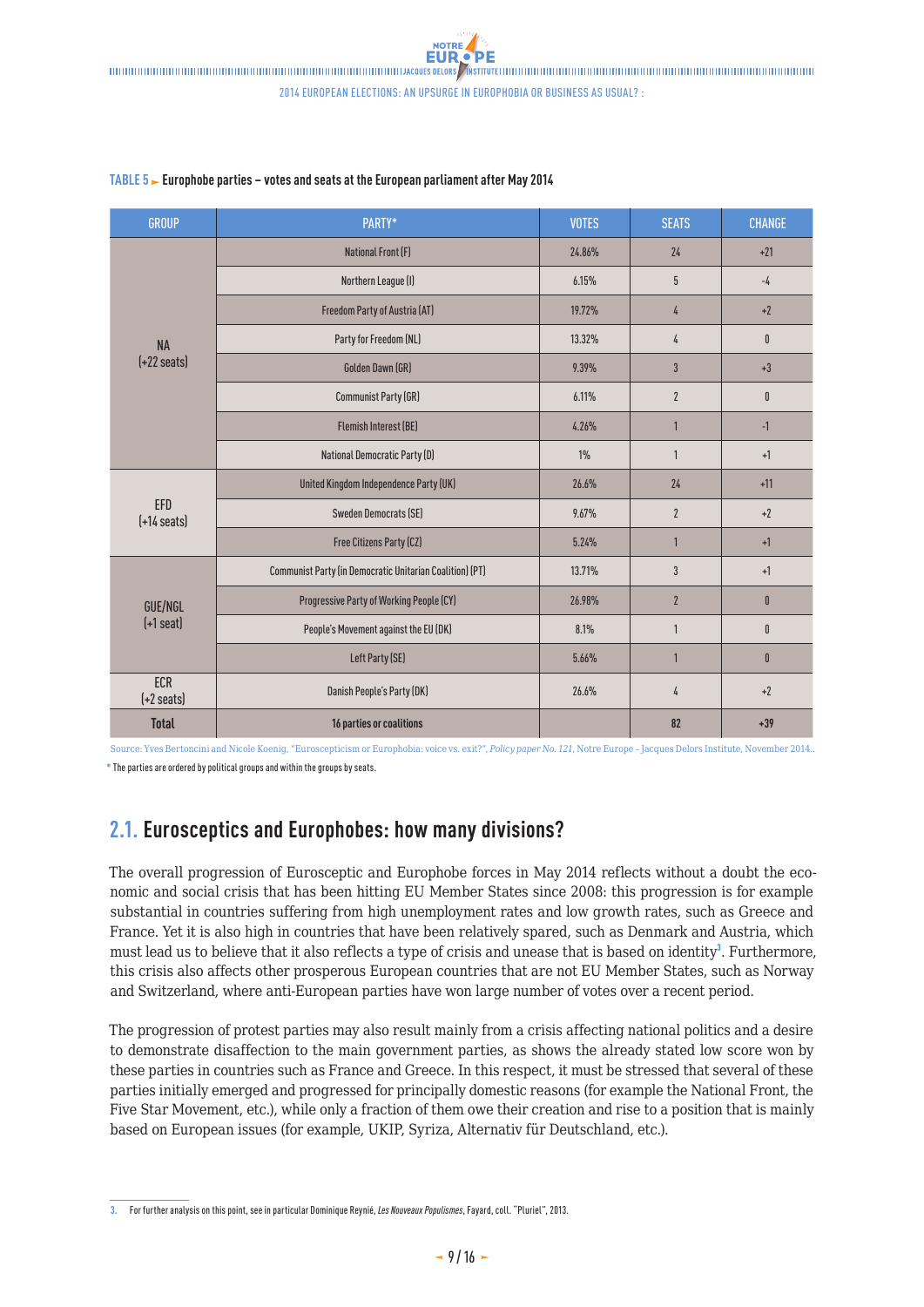TABLE 5 ► **Europhobe parties – votes and seats at the European parliament after May 2014**

| GROUP | PARTY* | VOTES | SEATS | CHANGE |
|---|---|---|---|---|
| NA (+22 seats) | National Front (F) | 24.86% | 24 | +21 |
| | Northern League (I) | 6.15% | 5 | -4 |
| | Freedom Party of Austria (AT) | 19.72% | 4 | +2 |
| | Party for Freedom (NL) | 13.32% | 4 | 0 |
| | Golden Dawn (GR) | 9.39% | 3 | +3 |
| | Communist Party (GR) | 6.11% | 2 | 0 |
| | Flemish Interest (BE) | 4.26% | 1 | -1 |
| | National Democratic Party (D) | 1% | 1 | +1 |
| EFD (+14 seats) | United Kingdom Independence Party (UK) | 26.6% | 24 | +11 |
| | Sweden Democrats (SE) | 9.67% | 2 | +2 |
| | Free Citizens Party (CZ) | 5.24% | 1 | +1 |
| GUE/NGL (+1 seat) | Communist Party (in Democratic Unitarian Coalition) (PT) | 13.71% | 3 | +1 |
| | Progressive Party of Working People (CY) | 26.98% | 2 | 0 |
| | People's Movement against the EU (DK) | 8.1% | 1 | 0 |
| | Left Party (SE) | 5.66% | 1 | 0 |
| ECR (+2 seats) | Danish People's Party (DK) | 26.6% | 4 | +2 |
| **Total** | **16 parties or coalitions** | | **82** | **+39** |

Source: Yves Bertoncini and Nicole Koenig, "Euroscepticism or Europhobia: voice vs. exit?", *Policy paper No. 121*, Notre Europe – Jacques Delors Institute, November 2014..

* The parties are ordered by political groups and within the groups by seats.

## 2.1. Eurosceptics and Europhobes: how many divisions?

The overall progression of Eurosceptic and Europhobe forces in May 2014 reflects without a doubt the economic and social crisis that has been hitting EU Member States since 2008: this progression is for example substantial in countries suffering from high unemployment rates and low growth rates, such as Greece and France. Yet it is also high in countries that have been relatively spared, such as Denmark and Austria, which must lead us to believe that it also reflects a type of crisis and unease that is based on identity[3]. Furthermore, this crisis also affects other prosperous European countries that are not EU Member States, such as Norway and Switzerland, where anti-European parties have won large number of votes over a recent period.

The progression of protest parties may also result mainly from a crisis affecting national politics and a desire to demonstrate disaffection to the main government parties, as shows the already stated low score won by these parties in countries such as France and Greece. In this respect, it must be stressed that several of these parties initially emerged and progressed for principally domestic reasons (for example the National Front, the Five Star Movement, etc.), while only a fraction of them owe their creation and rise to a position that is mainly based on European issues (for example, UKIP, Syriza, Alternativ für Deutschland, etc.).

3. For further analysis on this point, see in particular Dominique Reynié, *Les Nouveaux Populismes*, Fayard, coll. "Pluriel", 2013.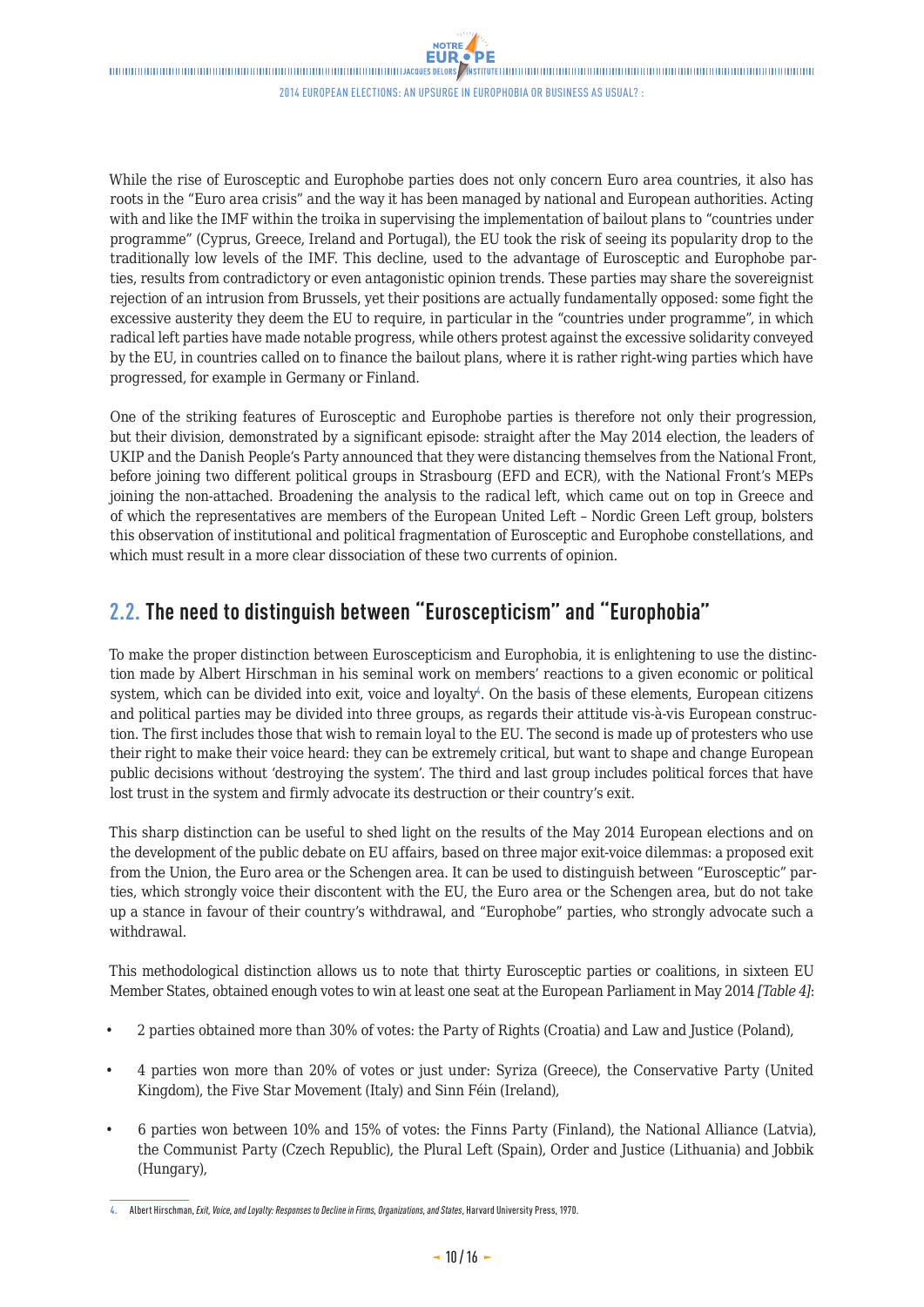While the rise of Eurosceptic and Europhobe parties does not only concern Euro area countries, it also has roots in the "Euro area crisis" and the way it has been managed by national and European authorities. Acting with and like the IMF within the troika in supervising the implementation of bailout plans to "countries under programme" (Cyprus, Greece, Ireland and Portugal), the EU took the risk of seeing its popularity drop to the traditionally low levels of the IMF. This decline, used to the advantage of Eurosceptic and Europhobe parties, results from contradictory or even antagonistic opinion trends. These parties may share the sovereignist rejection of an intrusion from Brussels, yet their positions are actually fundamentally opposed: some fight the excessive austerity they deem the EU to require, in particular in the "countries under programme", in which radical left parties have made notable progress, while others protest against the excessive solidarity conveyed by the EU, in countries called on to finance the bailout plans, where it is rather right-wing parties which have progressed, for example in Germany or Finland.

One of the striking features of Eurosceptic and Europhobe parties is therefore not only their progression, but their division, demonstrated by a significant episode: straight after the May 2014 election, the leaders of UKIP and the Danish People's Party announced that they were distancing themselves from the National Front, before joining two different political groups in Strasbourg (EFD and ECR), with the National Front's MEPs joining the non-attached. Broadening the analysis to the radical left, which came out on top in Greece and of which the representatives are members of the European United Left – Nordic Green Left group, bolsters this observation of institutional and political fragmentation of Eurosceptic and Europhobe constellations, and which must result in a more clear dissociation of these two currents of opinion.

## 2.2. The need to distinguish between "Euroscepticism" and "Europhobia"

To make the proper distinction between Euroscepticism and Europhobia, it is enlightening to use the distinction made by Albert Hirschman in his seminal work on members' reactions to a given economic or political system, which can be divided into exit, voice and loyalty[4]. On the basis of these elements, European citizens and political parties may be divided into three groups, as regards their attitude vis-à-vis European construction. The first includes those that wish to remain loyal to the EU. The second is made up of protesters who use their right to make their voice heard: they can be extremely critical, but want to shape and change European public decisions without 'destroying the system'. The third and last group includes political forces that have lost trust in the system and firmly advocate its destruction or their country's exit.

This sharp distinction can be useful to shed light on the results of the May 2014 European elections and on the development of the public debate on EU affairs, based on three major exit-voice dilemmas: a proposed exit from the Union, the Euro area or the Schengen area. It can be used to distinguish between "Eurosceptic" parties, which strongly voice their discontent with the EU, the Euro area or the Schengen area, but do not take up a stance in favour of their country's withdrawal, and "Europhobe" parties, who strongly advocate such a withdrawal.

This methodological distinction allows us to note that thirty Eurosceptic parties or coalitions, in sixteen EU Member States, obtained enough votes to win at least one seat at the European Parliament in May 2014 *[Table 4]*:

- 2 parties obtained more than 30% of votes: the Party of Rights (Croatia) and Law and Justice (Poland),
- 4 parties won more than 20% of votes or just under: Syriza (Greece), the Conservative Party (United Kingdom), the Five Star Movement (Italy) and Sinn Féin (Ireland),
- 6 parties won between 10% and 15% of votes: the Finns Party (Finland), the National Alliance (Latvia), the Communist Party (Czech Republic), the Plural Left (Spain), Order and Justice (Lithuania) and Jobbik (Hungary),

---

4. Albert Hirschman, *Exit, Voice, and Loyalty: Responses to Decline in Firms, Organizations, and States*, Harvard University Press, 1970.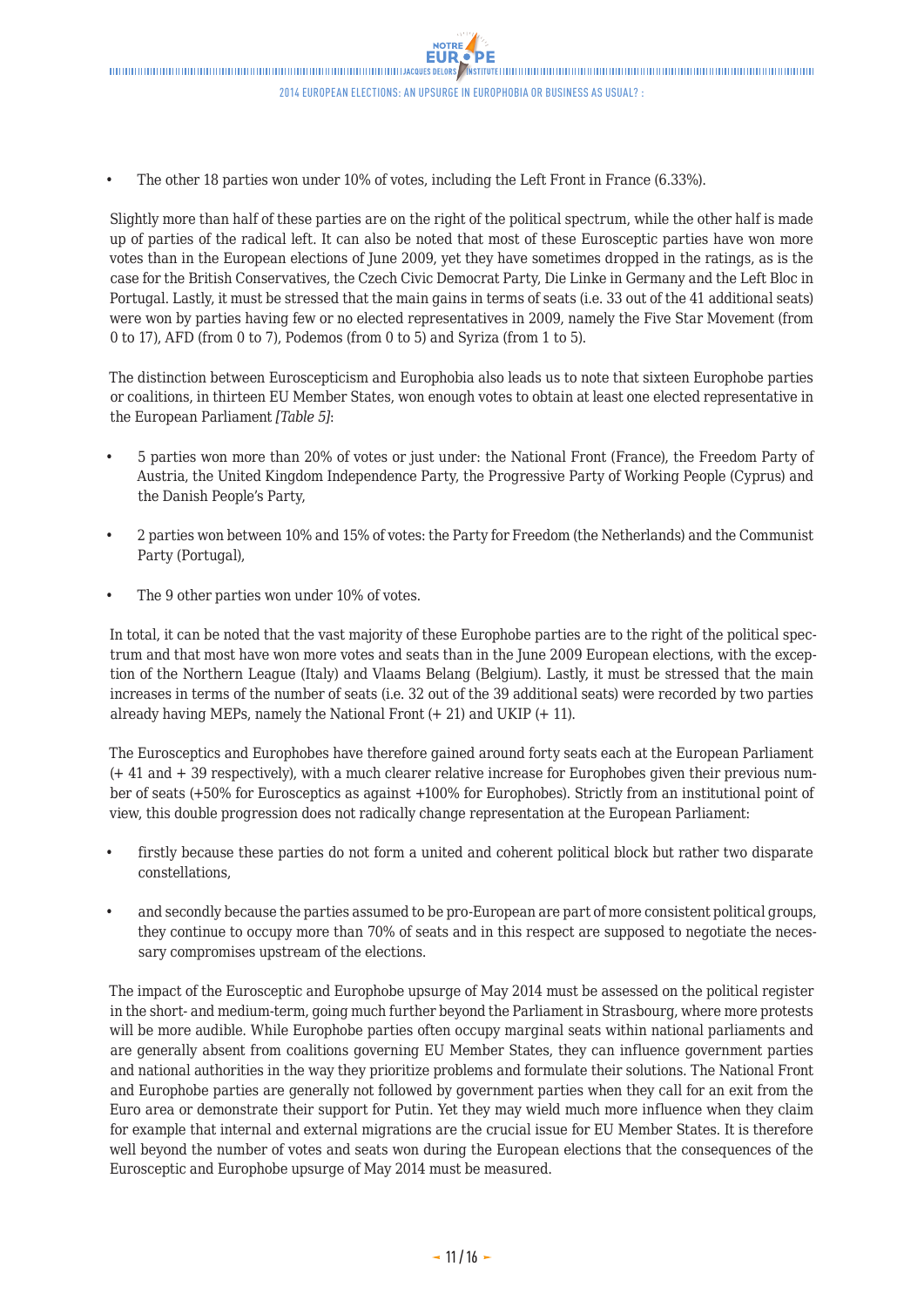- The other 18 parties won under 10% of votes, including the Left Front in France (6.33%).

Slightly more than half of these parties are on the right of the political spectrum, while the other half is made up of parties of the radical left. It can also be noted that most of these Eurosceptic parties have won more votes than in the European elections of June 2009, yet they have sometimes dropped in the ratings, as is the case for the British Conservatives, the Czech Civic Democrat Party, Die Linke in Germany and the Left Bloc in Portugal. Lastly, it must be stressed that the main gains in terms of seats (i.e. 33 out of the 41 additional seats) were won by parties having few or no elected representatives in 2009, namely the Five Star Movement (from 0 to 17), AFD (from 0 to 7), Podemos (from 0 to 5) and Syriza (from 1 to 5).

The distinction between Euroscepticism and Europhobia also leads us to note that sixteen Europhobe parties or coalitions, in thirteen EU Member States, won enough votes to obtain at least one elected representative in the European Parliament *[Table 5]*:

- 5 parties won more than 20% of votes or just under: the National Front (France), the Freedom Party of Austria, the United Kingdom Independence Party, the Progressive Party of Working People (Cyprus) and the Danish People's Party,
- 2 parties won between 10% and 15% of votes: the Party for Freedom (the Netherlands) and the Communist Party (Portugal),
- The 9 other parties won under 10% of votes.

In total, it can be noted that the vast majority of these Europhobe parties are to the right of the political spectrum and that most have won more votes and seats than in the June 2009 European elections, with the exception of the Northern League (Italy) and Vlaams Belang (Belgium). Lastly, it must be stressed that the main increases in terms of the number of seats (i.e. 32 out of the 39 additional seats) were recorded by two parties already having MEPs, namely the National Front (+ 21) and UKIP (+ 11).

The Eurosceptics and Europhobes have therefore gained around forty seats each at the European Parliament (+ 41 and + 39 respectively), with a much clearer relative increase for Europhobes given their previous number of seats (+50% for Eurosceptics as against +100% for Europhobes). Strictly from an institutional point of view, this double progression does not radically change representation at the European Parliament:

- firstly because these parties do not form a united and coherent political block but rather two disparate constellations,
- and secondly because the parties assumed to be pro-European are part of more consistent political groups, they continue to occupy more than 70% of seats and in this respect are supposed to negotiate the necessary compromises upstream of the elections.

The impact of the Eurosceptic and Europhobe upsurge of May 2014 must be assessed on the political register in the short- and medium-term, going much further beyond the Parliament in Strasbourg, where more protests will be more audible. While Europhobe parties often occupy marginal seats within national parliaments and are generally absent from coalitions governing EU Member States, they can influence government parties and national authorities in the way they prioritize problems and formulate their solutions. The National Front and Europhobe parties are generally not followed by government parties when they call for an exit from the Euro area or demonstrate their support for Putin. Yet they may wield much more influence when they claim for example that internal and external migrations are the crucial issue for EU Member States. It is therefore well beyond the number of votes and seats won during the European elections that the consequences of the Eurosceptic and Europhobe upsurge of May 2014 must be measured.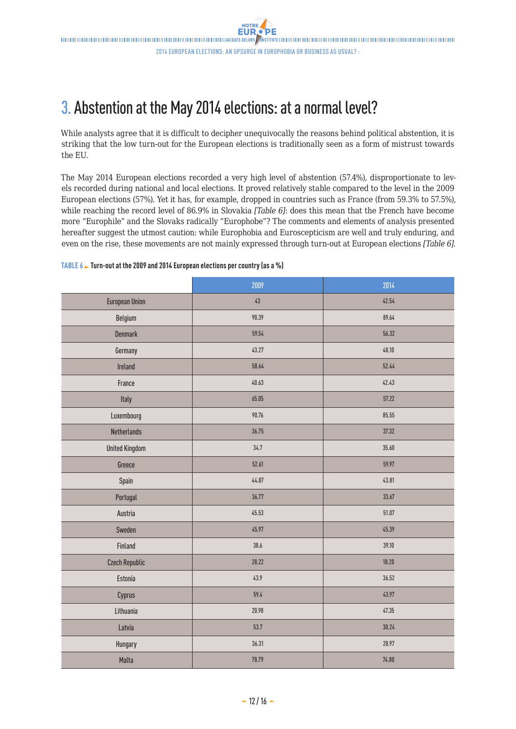# 3. Abstention at the May 2014 elections: at a normal level?

While analysts agree that it is difficult to decipher unequivocally the reasons behind political abstention, it is striking that the low turn-out for the European elections is traditionally seen as a form of mistrust towards the EU.

The May 2014 European elections recorded a very high level of abstention (57.4%), disproportionate to levels recorded during national and local elections. It proved relatively stable compared to the level in the 2009 European elections (57%). Yet it has, for example, dropped in countries such as France (from 59.3% to 57.5%), while reaching the record level of 86.9% in Slovakia *[Table 6]*: does this mean that the French have become more "Europhile" and the Slovaks radically "Europhobe"? The comments and elements of analysis presented hereafter suggest the utmost caution: while Europhobia and Euroscepticism are well and truly enduring, and even on the rise, these movements are not mainly expressed through turn-out at European elections *[Table 6]*.

**TABLE 6 ► Turn-out at the 2009 and 2014 European elections per country (as a %)**

| | 2009 | 2014 |
|---|---|---|
| European Union | 43 | 42.54 |
| Belgium | 90.39 | 89.64 |
| Denmark | 59.54 | 56.32 |
| Germany | 43.27 | 48.10 |
| Ireland | 58.64 | 52.44 |
| France | 40.63 | 42.43 |
| Italy | 65.05 | 57.22 |
| Luxembourg | 90.76 | 85.55 |
| Netherlands | 36.75 | 37.32 |
| United Kingdom | 34.7 | 35.60 |
| Greece | 52.61 | 59.97 |
| Spain | 44.87 | 43.81 |
| Portugal | 36.77 | 33.67 |
| Austria | 45.53 | 51.07 |
| Sweden | 45.97 | 45.39 |
| Finland | 38.6 | 39.10 |
| Czech Republic | 28.22 | 18.20 |
| Estonia | 43.9 | 36.52 |
| Cyprus | 59.4 | 43.97 |
| Lithuania | 20.98 | 47.35 |
| Latvia | 53.7 | 30.24 |
| Hungary | 36.31 | 28.97 |
| Malta | 78.79 | 74.80 |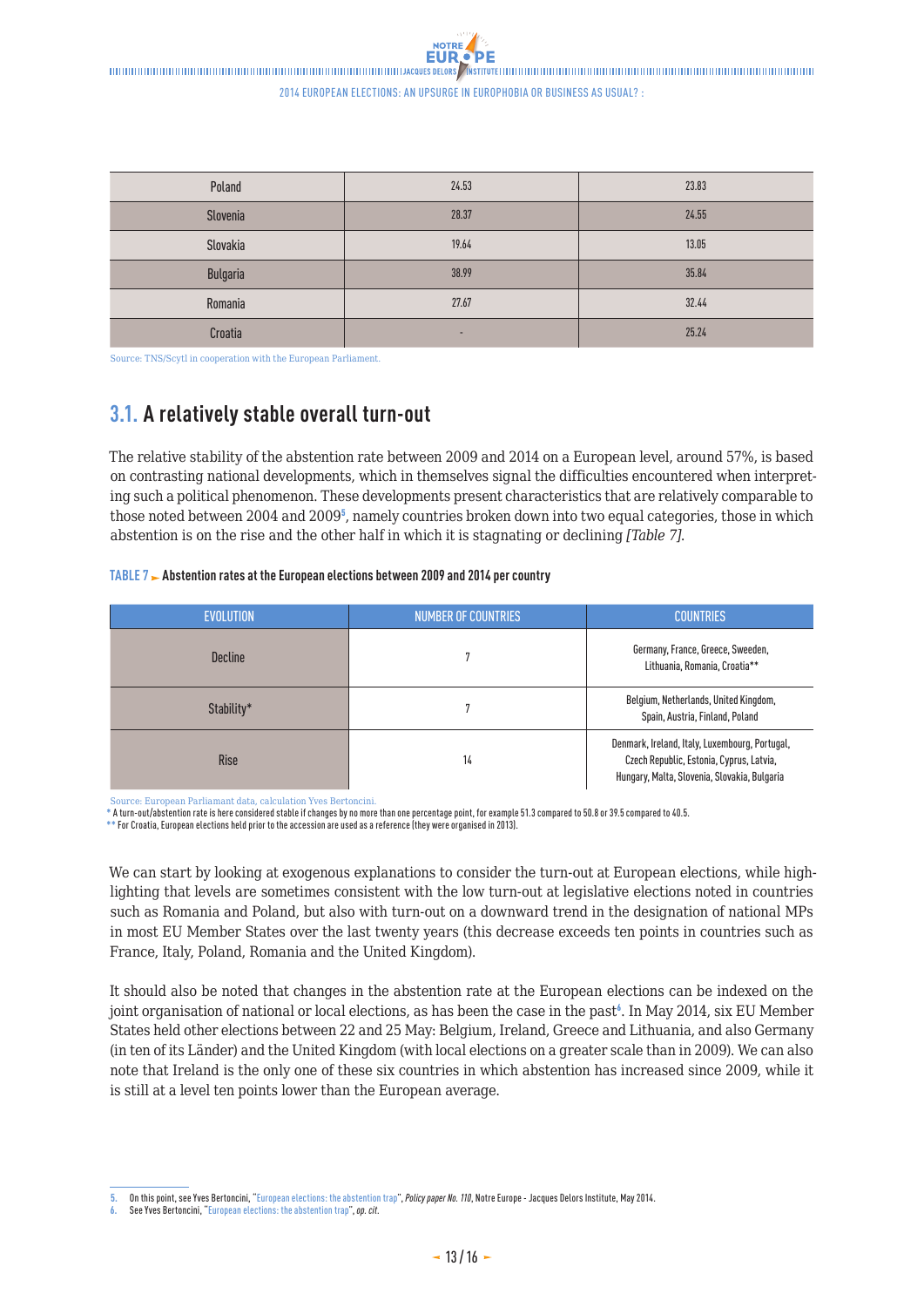| Poland | 24.53 | 23.83 |
|---|---|---|
| Slovenia | 28.37 | 24.55 |
| Slovakia | 19.64 | 13.05 |
| Bulgaria | 38.99 | 35.84 |
| Romania | 27.67 | 32.44 |
| Croatia | - | 25.24 |

Source: TNS/Scytl in cooperation with the European Parliament.

## 3.1. A relatively stable overall turn-out

The relative stability of the abstention rate between 2009 and 2014 on a European level, around 57%, is based on contrasting national developments, which in themselves signal the difficulties encountered when interpreting such a political phenomenon. These developments present characteristics that are relatively comparable to those noted between 2004 and 2009[5], namely countries broken down into two equal categories, those in which abstention is on the rise and the other half in which it is stagnating or declining *[Table 7]*.

**TABLE 7 ► Abstention rates at the European elections between 2009 and 2014 per country**

| EVOLUTION | NUMBER OF COUNTRIES | COUNTRIES |
|---|---|---|
| Decline | 7 | Germany, France, Greece, Sweeden, Lithuania, Romania, Croatia** |
| Stability* | 7 | Belgium, Netherlands, United Kingdom, Spain, Austria, Finland, Poland |
| Rise | 14 | Denmark, Ireland, Italy, Luxembourg, Portugal, Czech Republic, Estonia, Cyprus, Latvia, Hungary, Malta, Slovenia, Slovakia, Bulgaria |

Source: European Parliamant data, calculation Yves Bertoncini.

\* A turn-out/abstention rate is here considered stable if changes by no more than one percentage point, for example 51.3 compared to 50.8 or 39.5 compared to 40.5.

\*\* For Croatia, European elections held prior to the accession are used as a reference (they were organised in 2013).

We can start by looking at exogenous explanations to consider the turn-out at European elections, while highlighting that levels are sometimes consistent with the low turn-out at legislative elections noted in countries such as Romania and Poland, but also with turn-out on a downward trend in the designation of national MPs in most EU Member States over the last twenty years (this decrease exceeds ten points in countries such as France, Italy, Poland, Romania and the United Kingdom).

It should also be noted that changes in the abstention rate at the European elections can be indexed on the joint organisation of national or local elections, as has been the case in the past[6]. In May 2014, six EU Member States held other elections between 22 and 25 May: Belgium, Ireland, Greece and Lithuania, and also Germany (in ten of its Länder) and the United Kingdom (with local elections on a greater scale than in 2009). We can also note that Ireland is the only one of these six countries in which abstention has increased since 2009, while it is still at a level ten points lower than the European average.

5. On this point, see Yves Bertoncini, "European elections: the abstention trap", *Policy paper No. 110*, Notre Europe - Jacques Delors Institute, May 2014.
6. See Yves Bertoncini, "European elections: the abstention trap", *op. cit.*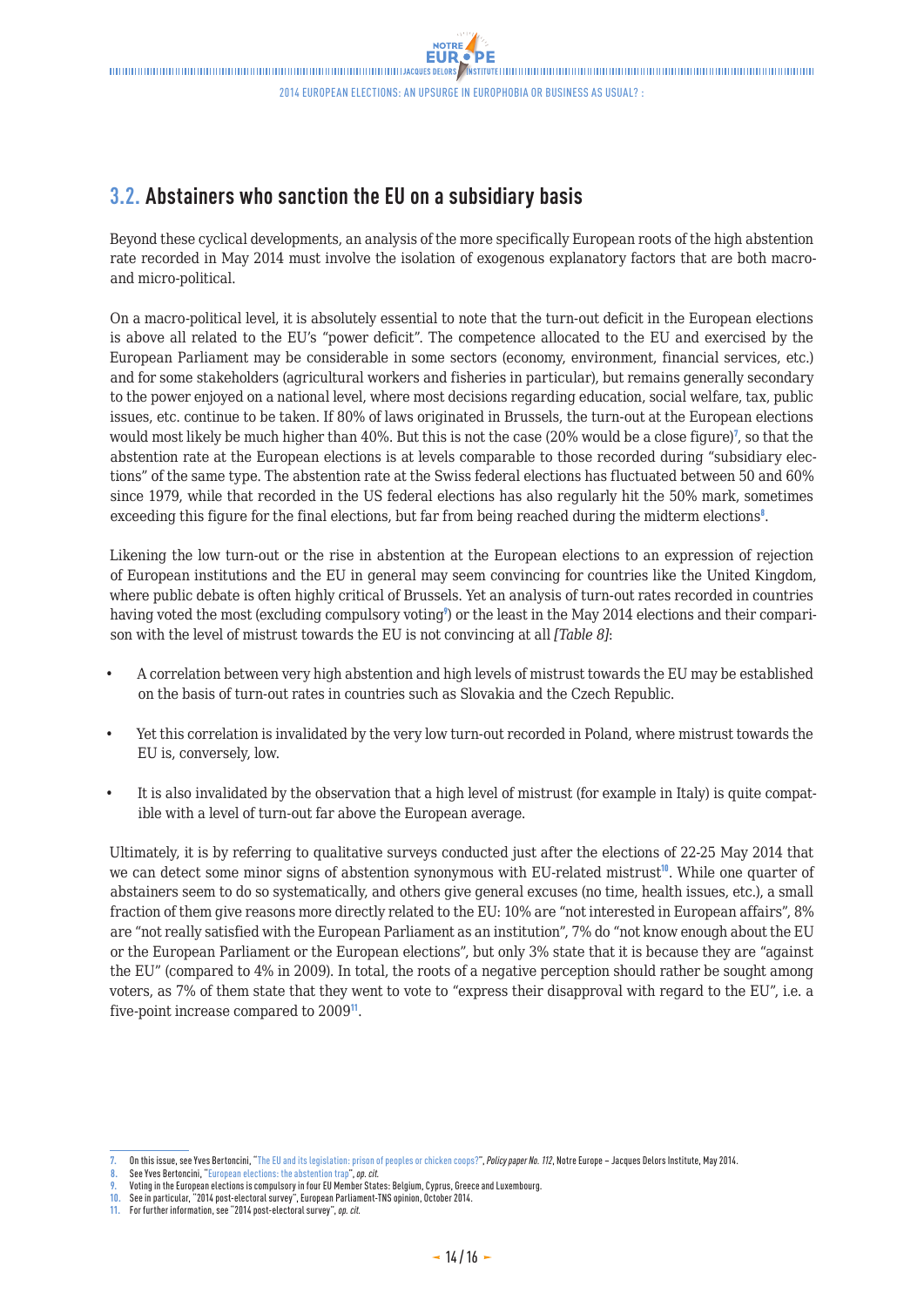## 3.2. Abstainers who sanction the EU on a subsidiary basis

Beyond these cyclical developments, an analysis of the more specifically European roots of the high abstention rate recorded in May 2014 must involve the isolation of exogenous explanatory factors that are both macro- and micro-political.

On a macro-political level, it is absolutely essential to note that the turn-out deficit in the European elections is above all related to the EU's "power deficit". The competence allocated to the EU and exercised by the European Parliament may be considerable in some sectors (economy, environment, financial services, etc.) and for some stakeholders (agricultural workers and fisheries in particular), but remains generally secondary to the power enjoyed on a national level, where most decisions regarding education, social welfare, tax, public issues, etc. continue to be taken. If 80% of laws originated in Brussels, the turn-out at the European elections would most likely be much higher than 40%. But this is not the case (20% would be a close figure)[7], so that the abstention rate at the European elections is at levels comparable to those recorded during "subsidiary elections" of the same type. The abstention rate at the Swiss federal elections has fluctuated between 50 and 60% since 1979, while that recorded in the US federal elections has also regularly hit the 50% mark, sometimes exceeding this figure for the final elections, but far from being reached during the midterm elections[8].

Likening the low turn-out or the rise in abstention at the European elections to an expression of rejection of European institutions and the EU in general may seem convincing for countries like the United Kingdom, where public debate is often highly critical of Brussels. Yet an analysis of turn-out rates recorded in countries having voted the most (excluding compulsory voting[9]) or the least in the May 2014 elections and their comparison with the level of mistrust towards the EU is not convincing at all *[Table 8]*:

- A correlation between very high abstention and high levels of mistrust towards the EU may be established on the basis of turn-out rates in countries such as Slovakia and the Czech Republic.
- Yet this correlation is invalidated by the very low turn-out recorded in Poland, where mistrust towards the EU is, conversely, low.
- It is also invalidated by the observation that a high level of mistrust (for example in Italy) is quite compatible with a level of turn-out far above the European average.

Ultimately, it is by referring to qualitative surveys conducted just after the elections of 22-25 May 2014 that we can detect some minor signs of abstention synonymous with EU-related mistrust[10]. While one quarter of abstainers seem to do so systematically, and others give general excuses (no time, health issues, etc.), a small fraction of them give reasons more directly related to the EU: 10% are "not interested in European affairs", 8% are "not really satisfied with the European Parliament as an institution", 7% do "not know enough about the EU or the European Parliament or the European elections", but only 3% state that it is because they are "against the EU" (compared to 4% in 2009). In total, the roots of a negative perception should rather be sought among voters, as 7% of them state that they went to vote to "express their disapproval with regard to the EU", i.e. a five-point increase compared to 2009[11].

---

7. On this issue, see Yves Bertoncini, "The EU and its legislation: prison of peoples or chicken coops?", *Policy paper No. 112*, Notre Europe – Jacques Delors Institute, May 2014.
8. See Yves Bertoncini, "European elections: the abstention trap", *op. cit.*
9. Voting in the European elections is compulsory in four EU Member States: Belgium, Cyprus, Greece and Luxembourg.
10. See in particular, "2014 post-electoral survey", European Parliament-TNS opinion, October 2014.
11. For further information, see "2014 post-electoral survey", *op. cit.*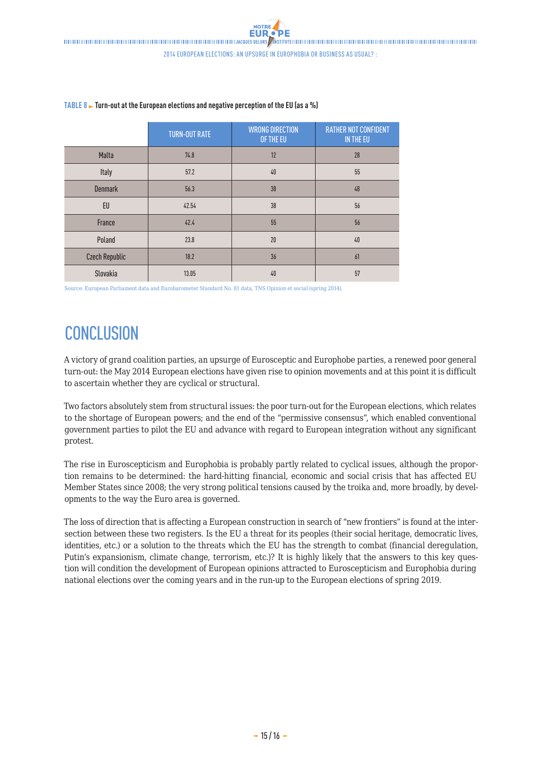**TABLE 8 ► Turn-out at the European elections and negative perception of the EU (as a %)**

| | TURN-OUT RATE | WRONG DIRECTION OF THE EU | RATHER NOT CONFIDENT IN THE EU |
|---|---|---|---|
| Malta | 74.8 | 12 | 28 |
| Italy | 57.2 | 40 | 55 |
| Denmark | 56.3 | 38 | 48 |
| EU | 42.54 | 38 | 56 |
| France | 42.4 | 55 | 56 |
| Poland | 23.8 | 20 | 40 |
| Czech Republic | 18.2 | 36 | 61 |
| Slovakia | 13.05 | 40 | 57 |

Source: European Parliament data and Eurobarometer Standard No. 81 data, TNS Opinion et social (spring 2014).

# CONCLUSION

A victory of grand coalition parties, an upsurge of Eurosceptic and Europhobe parties, a renewed poor general turn-out: the May 2014 European elections have given rise to opinion movements and at this point it is difficult to ascertain whether they are cyclical or structural.

Two factors absolutely stem from structural issues: the poor turn-out for the European elections, which relates to the shortage of European powers; and the end of the "permissive consensus", which enabled conventional government parties to pilot the EU and advance with regard to European integration without any significant protest.

The rise in Euroscepticism and Europhobia is probably partly related to cyclical issues, although the proportion remains to be determined: the hard-hitting financial, economic and social crisis that has affected EU Member States since 2008; the very strong political tensions caused by the troika and, more broadly, by developments to the way the Euro area is governed.

The loss of direction that is affecting a European construction in search of "new frontiers" is found at the intersection between these two registers. Is the EU a threat for its peoples (their social heritage, democratic lives, identities, etc.) or a solution to the threats which the EU has the strength to combat (financial deregulation, Putin's expansionism, climate change, terrorism, etc.)? It is highly likely that the answers to this key question will condition the development of European opinions attracted to Euroscepticism and Europhobia during national elections over the coming years and in the run-up to the European elections of spring 2019.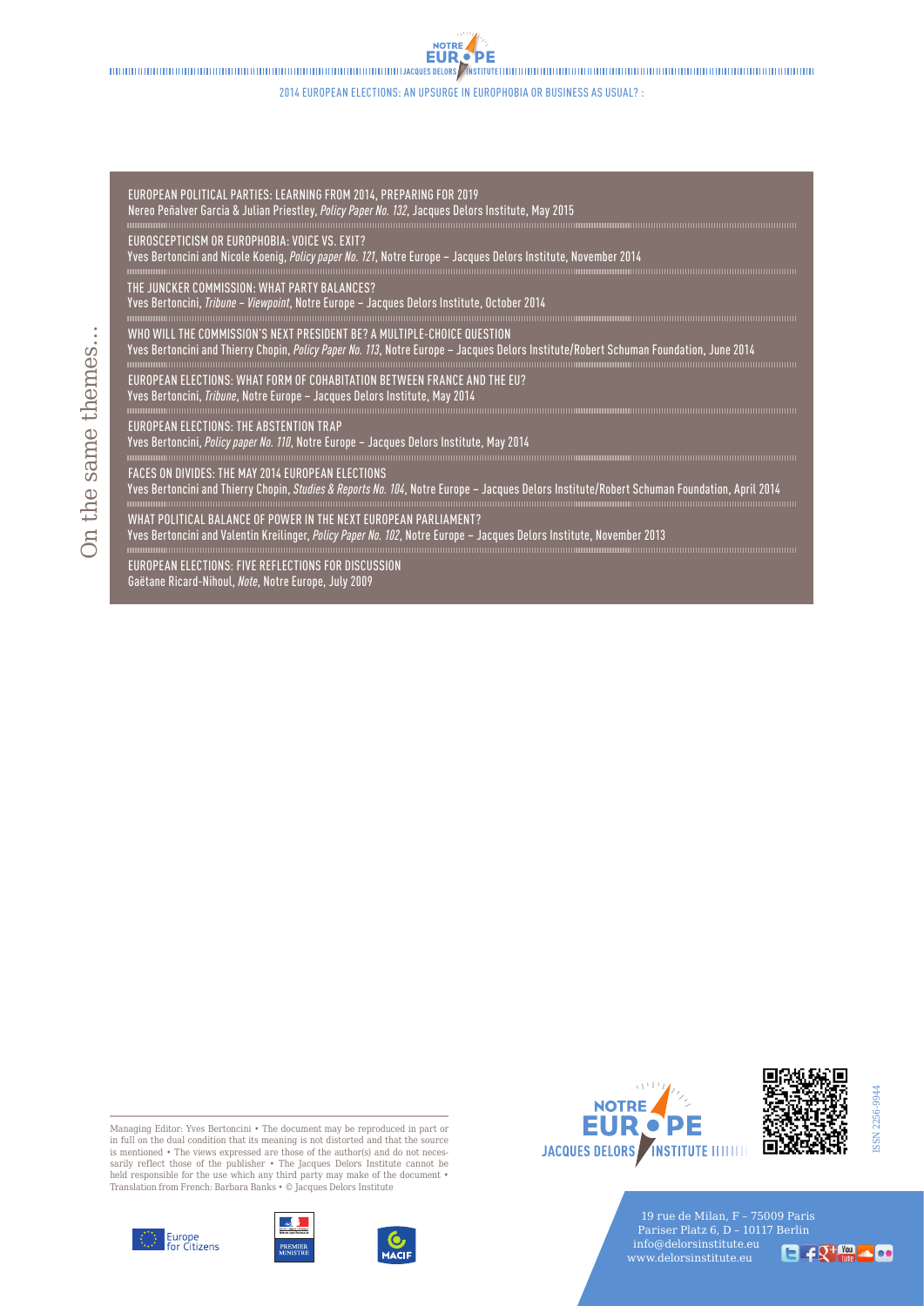On the same themes…

EUROPEAN POLITICAL PARTIES: LEARNING FROM 2014, PREPARING FOR 2019
Nereo Peñalver Garcia & Julian Priestley, *Policy Paper No. 132*, Jacques Delors Institute, May 2015

EUROSCEPTICISM OR EUROPHOBIA: VOICE VS. EXIT?
Yves Bertoncini and Nicole Koenig, *Policy paper No. 121*, Notre Europe – Jacques Delors Institute, November 2014

THE JUNCKER COMMISSION: WHAT PARTY BALANCES?
Yves Bertoncini, *Tribune – Viewpoint*, Notre Europe – Jacques Delors Institute, October 2014

WHO WILL THE COMMISSION'S NEXT PRESIDENT BE? A MULTIPLE-CHOICE QUESTION
Yves Bertoncini and Thierry Chopin, *Policy Paper No. 113*, Notre Europe – Jacques Delors Institute/Robert Schuman Foundation, June 2014

EUROPEAN ELECTIONS: WHAT FORM OF COHABITATION BETWEEN FRANCE AND THE EU?
Yves Bertoncini, *Tribune*, Notre Europe – Jacques Delors Institute, May 2014

EUROPEAN ELECTIONS: THE ABSTENTION TRAP
Yves Bertoncini, *Policy paper No. 110*, Notre Europe – Jacques Delors Institute, May 2014

FACES ON DIVIDES: THE MAY 2014 EUROPEAN ELECTIONS
Yves Bertoncini and Thierry Chopin, *Studies & Reports No. 104*, Notre Europe – Jacques Delors Institute/Robert Schuman Foundation, April 2014

WHAT POLITICAL BALANCE OF POWER IN THE NEXT EUROPEAN PARLIAMENT?
Yves Bertoncini and Valentin Kreilinger, *Policy Paper No. 102*, Notre Europe – Jacques Delors Institute, November 2013

EUROPEAN ELECTIONS: FIVE REFLECTIONS FOR DISCUSSION
Gaëtane Ricard-Nihoul, *Note*, Notre Europe, July 2009

Managing Editor: Yves Bertoncini • The document may be reproduced in part or in full on the dual condition that its meaning is not distorted and that the source is mentioned • The views expressed are those of the author(s) and do not necessarily reflect those of the publisher • The Jacques Delors Institute cannot be held responsible for the use which any third party may make of the document • Translation from French: Barbara Banks • © Jacques Delors Institute

ISSN 2256-9944

19 rue de Milan, F - 75009 Paris
Pariser Platz 6, D – 10117 Berlin
info@delorsinstitute.eu
www.delorsinstitute.eu